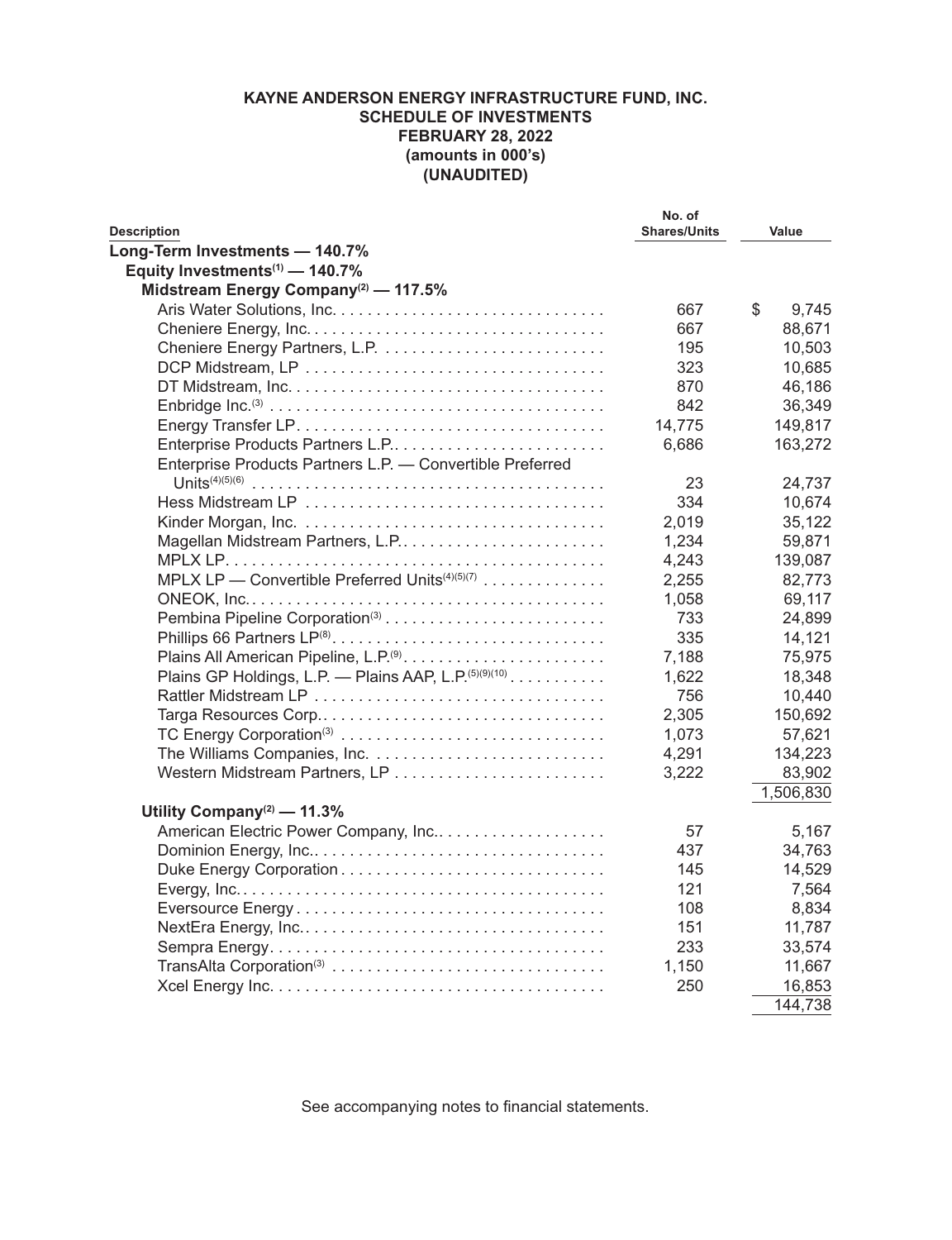**KAYNE ANDERSON ENERGY INFRASTRUCTURE FUND, INC.**
**SCHEDULE OF INVESTMENTS**
**FEBRUARY 28, 2022**
**(amounts in 000's)**
**(UNAUDITED)**

| Description | No. of Shares/Units | Value |
|---|---|---|
| **Long-Term Investments — 140.7%** | | |
| **Equity Investments[1] — 140.7%** | | |
| **Midstream Energy Company[2] — 117.5%** | | |
| Aris Water Solutions, Inc. | 667 | $ 9,745 |
| Cheniere Energy, Inc. | 667 | 88,671 |
| Cheniere Energy Partners, L.P. | 195 | 10,503 |
| DCP Midstream, LP | 323 | 10,685 |
| DT Midstream, Inc. | 870 | 46,186 |
| Enbridge Inc.[3] | 842 | 36,349 |
| Energy Transfer LP | 14,775 | 149,817 |
| Enterprise Products Partners L.P. | 6,686 | 163,272 |
| Enterprise Products Partners L.P. — Convertible Preferred Units[4][5][6] | 23 | 24,737 |
| Hess Midstream LP | 334 | 10,674 |
| Kinder Morgan, Inc. | 2,019 | 35,122 |
| Magellan Midstream Partners, L.P. | 1,234 | 59,871 |
| MPLX LP | 4,243 | 139,087 |
| MPLX LP — Convertible Preferred Units[4][5][7] | 2,255 | 82,773 |
| ONEOK, Inc. | 1,058 | 69,117 |
| Pembina Pipeline Corporation[3] | 733 | 24,899 |
| Phillips 66 Partners LP[8] | 335 | 14,121 |
| Plains All American Pipeline, L.P.[9] | 7,188 | 75,975 |
| Plains GP Holdings, L.P. — Plains AAP, L.P.[5][9][10] | 1,622 | 18,348 |
| Rattler Midstream LP | 756 | 10,440 |
| Targa Resources Corp. | 2,305 | 150,692 |
| TC Energy Corporation[3] | 1,073 | 57,621 |
| The Williams Companies, Inc. | 4,291 | 134,223 |
| Western Midstream Partners, LP | 3,222 | 83,902 |
| | | 1,506,830 |
| **Utility Company[2] — 11.3%** | | |
| American Electric Power Company, Inc. | 57 | 5,167 |
| Dominion Energy, Inc. | 437 | 34,763 |
| Duke Energy Corporation | 145 | 14,529 |
| Evergy, Inc. | 121 | 7,564 |
| Eversource Energy | 108 | 8,834 |
| NextEra Energy, Inc. | 151 | 11,787 |
| Sempra Energy | 233 | 33,574 |
| TransAlta Corporation[3] | 1,150 | 11,667 |
| Xcel Energy Inc. | 250 | 16,853 |
| | | 144,738 |

See accompanying notes to financial statements.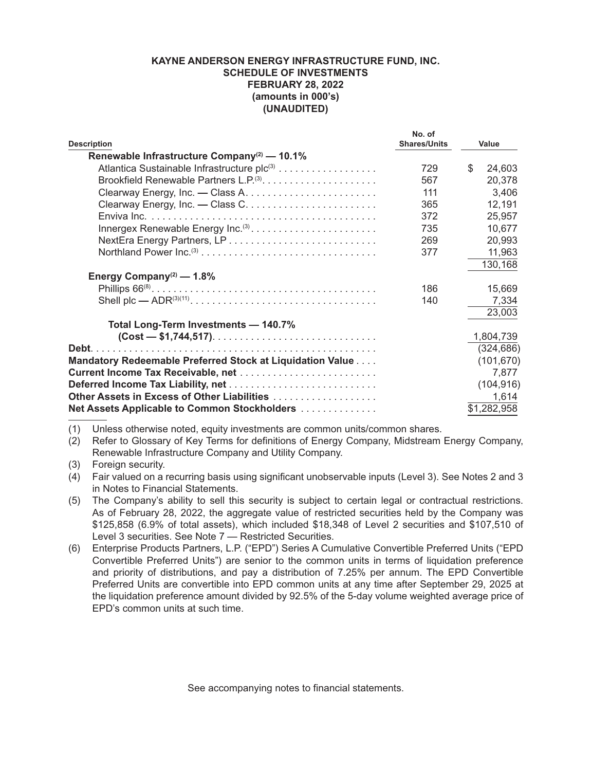**KAYNE ANDERSON ENERGY INFRASTRUCTURE FUND, INC.**
**SCHEDULE OF INVESTMENTS**
**FEBRUARY 28, 2022**
**(amounts in 000's)**
**(UNAUDITED)**

| Description | No. of Shares/Units | Value |
|---|---|---|
| **Renewable Infrastructure Company[(2)] — 10.1%** | | |
| Atlantica Sustainable Infrastructure plc[(3)] | 729 | $ 24,603 |
| Brookfield Renewable Partners L.P.[(3)] | 567 | 20,378 |
| Clearway Energy, Inc. — Class A | 111 | 3,406 |
| Clearway Energy, Inc. — Class C | 365 | 12,191 |
| Enviva Inc. | 372 | 25,957 |
| Innergex Renewable Energy Inc.[(3)] | 735 | 10,677 |
| NextEra Energy Partners, LP | 269 | 20,993 |
| Northland Power Inc.[(3)] | 377 | 11,963 |
| | | 130,168 |
| **Energy Company[(2)] — 1.8%** | | |
| Phillips 66[(8)] | 186 | 15,669 |
| Shell plc — ADR[(3)(11)] | 140 | 7,334 |
| | | 23,003 |
| **Total Long-Term Investments — 140.7% (Cost — $1,744,517)** | | 1,804,739 |
| **Debt** | | (324,686) |
| **Mandatory Redeemable Preferred Stock at Liquidation Value** | | (101,670) |
| **Current Income Tax Receivable, net** | | 7,877 |
| **Deferred Income Tax Liability, net** | | (104,916) |
| **Other Assets in Excess of Other Liabilities** | | 1,614 |
| **Net Assets Applicable to Common Stockholders** | | $1,282,958 |

(1) Unless otherwise noted, equity investments are common units/common shares.

(2) Refer to Glossary of Key Terms for definitions of Energy Company, Midstream Energy Company, Renewable Infrastructure Company and Utility Company.

(3) Foreign security.

(4) Fair valued on a recurring basis using significant unobservable inputs (Level 3). See Notes 2 and 3 in Notes to Financial Statements.

(5) The Company's ability to sell this security is subject to certain legal or contractual restrictions. As of February 28, 2022, the aggregate value of restricted securities held by the Company was $125,858 (6.9% of total assets), which included $18,348 of Level 2 securities and $107,510 of Level 3 securities. See Note 7 — Restricted Securities.

(6) Enterprise Products Partners, L.P. ("EPD") Series A Cumulative Convertible Preferred Units ("EPD Convertible Preferred Units") are senior to the common units in terms of liquidation preference and priority of distributions, and pay a distribution of 7.25% per annum. The EPD Convertible Preferred Units are convertible into EPD common units at any time after September 29, 2025 at the liquidation preference amount divided by 92.5% of the 5-day volume weighted average price of EPD's common units at such time.

See accompanying notes to financial statements.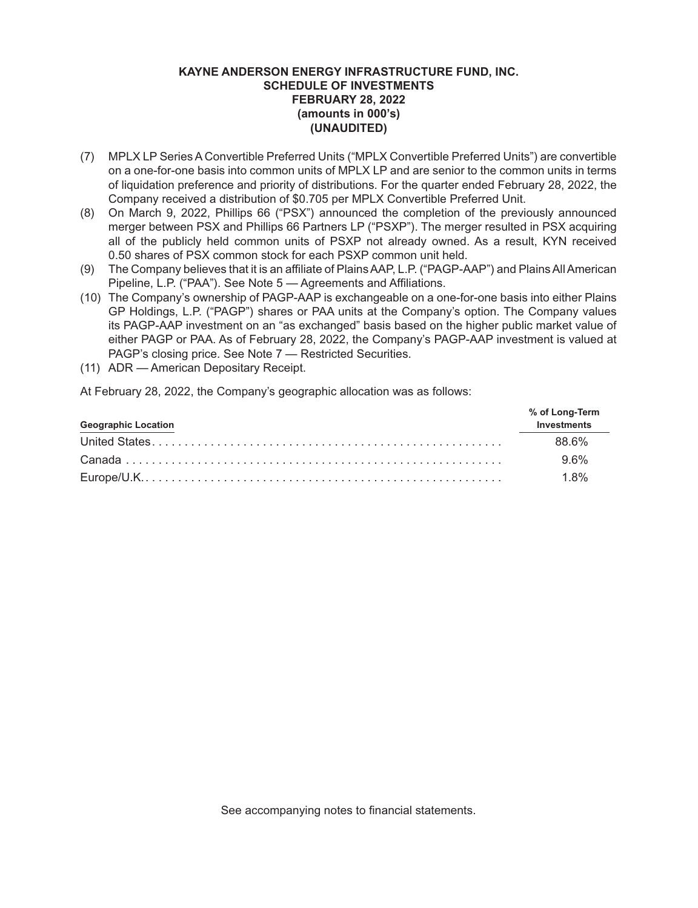# KAYNE ANDERSON ENERGY INFRASTRUCTURE FUND, INC.
## SCHEDULE OF INVESTMENTS
## FEBRUARY 28, 2022
## (amounts in 000's)
## (UNAUDITED)

(7) MPLX LP Series A Convertible Preferred Units ("MPLX Convertible Preferred Units") are convertible on a one-for-one basis into common units of MPLX LP and are senior to the common units in terms of liquidation preference and priority of distributions. For the quarter ended February 28, 2022, the Company received a distribution of $0.705 per MPLX Convertible Preferred Unit.

(8) On March 9, 2022, Phillips 66 ("PSX") announced the completion of the previously announced merger between PSX and Phillips 66 Partners LP ("PSXP"). The merger resulted in PSX acquiring all of the publicly held common units of PSXP not already owned. As a result, KYN received 0.50 shares of PSX common stock for each PSXP common unit held.

(9) The Company believes that it is an affiliate of Plains AAP, L.P. ("PAGP-AAP") and Plains All American Pipeline, L.P. ("PAA"). See Note 5 — Agreements and Affiliations.

(10) The Company's ownership of PAGP-AAP is exchangeable on a one-for-one basis into either Plains GP Holdings, L.P. ("PAGP") shares or PAA units at the Company's option. The Company values its PAGP-AAP investment on an "as exchanged" basis based on the higher public market value of either PAGP or PAA. As of February 28, 2022, the Company's PAGP-AAP investment is valued at PAGP's closing price. See Note 7 — Restricted Securities.

(11) ADR — American Depositary Receipt.

At February 28, 2022, the Company's geographic allocation was as follows:

| Geographic Location | % of Long-Term Investments |
|---|---|
| United States | 88.6% |
| Canada | 9.6% |
| Europe/U.K. | 1.8% |

See accompanying notes to financial statements.